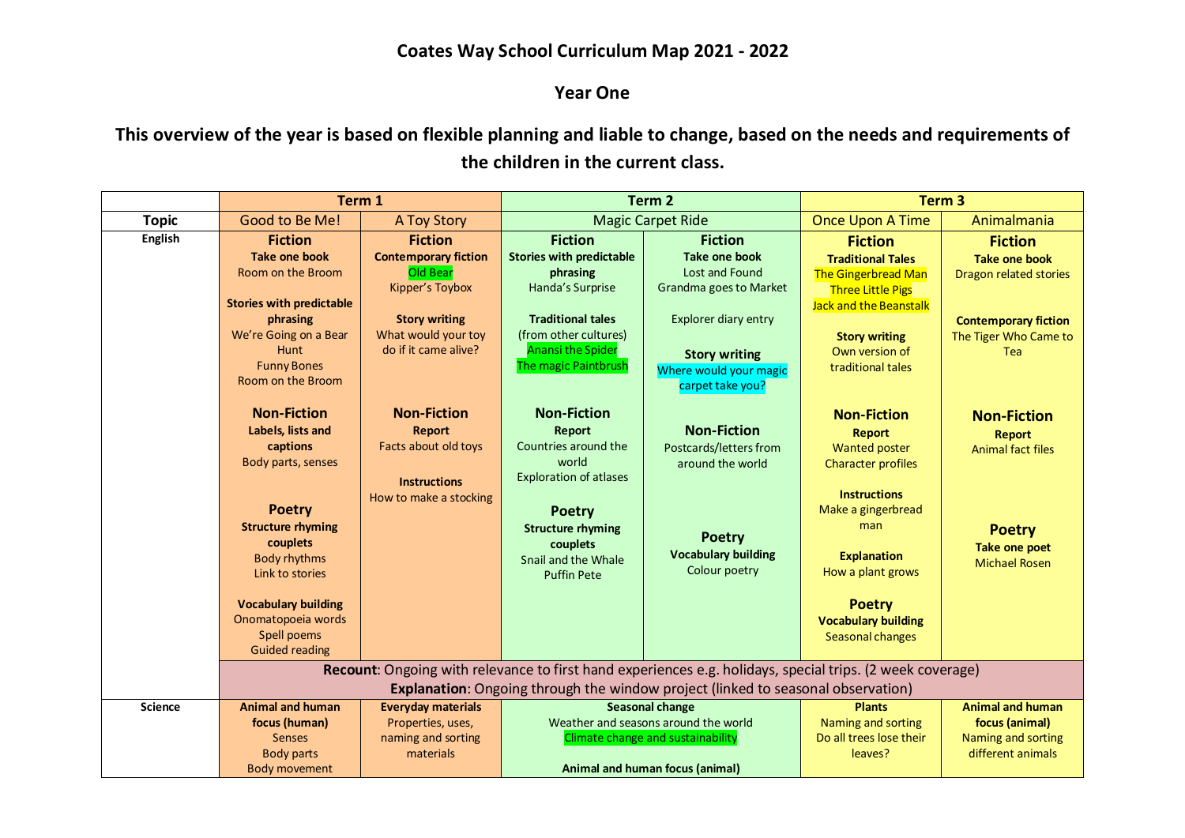## Coates Way School Curriculum Map 2021 - 2022

## Year One

### This overview of the year is based on flexible planning and liable to change, based on the needs and requirements of the children in the current class.

| | Term 1 | | Term 2 | | Term 3 | |
|---|---|---|---|---|---|---|
| **Topic** | Good to Be Me! | A Toy Story | Magic Carpet Ride | | Once Upon A Time | Animalmania |
| **English** | **Fiction**<br>**Take one book**<br>Room on the Broom<br><br>**Stories with predictable phrasing**<br>We're Going on a Bear Hunt<br>Funny Bones<br>Room on the Broom<br><br>**Non-Fiction**<br>**Labels, lists and captions**<br>Body parts, senses<br><br>**Poetry**<br>**Structure rhyming couplets**<br>Body rhythms<br>Link to stories<br><br>**Vocabulary building**<br>Onomatopoeia words<br>Spell poems<br>Guided reading | **Fiction**<br>**Contemporary fiction**<br>Old Bear<br>Kipper's Toybox<br><br>**Story writing**<br>What would your toy do if it came alive?<br><br>**Non-Fiction**<br>**Report**<br>Facts about old toys<br><br>**Instructions**<br>How to make a stocking | **Fiction**<br>**Stories with predictable phrasing**<br>Handa's Surprise<br><br>**Traditional tales**<br>(from other cultures)<br>Anansi the Spider<br>The magic Paintbrush<br><br>**Non-Fiction**<br>**Report**<br>Countries around the world<br>Exploration of atlases<br><br>**Poetry**<br>**Structure rhyming couplets**<br>Snail and the Whale<br>Puffin Pete | **Fiction**<br>**Take one book**<br>Lost and Found<br>Grandma goes to Market<br><br>Explorer diary entry<br><br>**Story writing**<br>Where would your magic carpet take you?<br><br>**Non-Fiction**<br>Postcards/letters from around the world<br><br>**Poetry**<br>**Vocabulary building**<br>Colour poetry | **Fiction**<br>**Traditional Tales**<br>The Gingerbread Man<br>Three Little Pigs<br>Jack and the Beanstalk<br><br>**Story writing**<br>Own version of traditional tales<br><br>**Non-Fiction**<br>**Report**<br>Wanted poster<br>Character profiles<br><br>**Instructions**<br>Make a gingerbread man<br><br>**Explanation**<br>How a plant grows<br><br>**Poetry**<br>**Vocabulary building**<br>Seasonal changes | **Fiction**<br>**Take one book**<br>Dragon related stories<br><br>**Contemporary fiction**<br>The Tiger Who Came to Tea<br><br>**Non-Fiction**<br>**Report**<br>Animal fact files<br><br>**Poetry**<br>**Take one poet**<br>Michael Rosen |
| | **Recount**: Ongoing with relevance to first hand experiences e.g. holidays, special trips. (2 week coverage)<br>**Explanation**: Ongoing through the window project (linked to seasonal observation) | | | | | |
| **Science** | **Animal and human focus (human)**<br>Senses<br>Body parts<br>Body movement | **Everyday materials**<br>Properties, uses, naming and sorting materials | **Seasonal change**<br>Weather and seasons around the world<br>Climate change and sustainability<br><br>**Animal and human focus (animal)** | | **Plants**<br>Naming and sorting<br>Do all trees lose their leaves? | **Animal and human focus (animal)**<br>Naming and sorting different animals |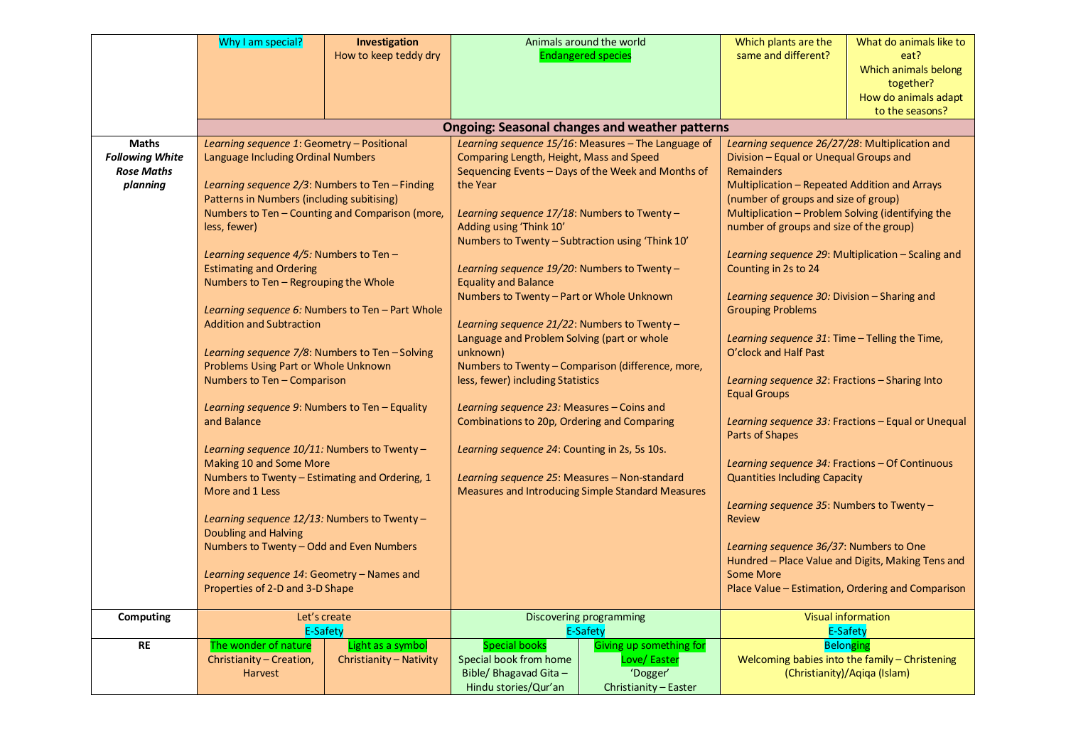| | | | | | | |
|---|---|---|---|---|---|---|
| | Why I am special? | **Investigation** How to keep teddy dry | Animals around the world Endangered species | | Which plants are the same and different? | What do animals like to eat? Which animals belong together? How do animals adapt to the seasons? |
| | **Ongoing: Seasonal changes and weather patterns** | | | | | |
| **Maths** ***Following White Rose Maths planning*** | *Learning sequence 1*: Geometry – Positional Language Including Ordinal Numbers<br><br>*Learning sequence 2/3*: Numbers to Ten – Finding Patterns in Numbers (including subitising)<br>Numbers to Ten – Counting and Comparison (more, less, fewer)<br><br>*Learning sequence 4/5:* Numbers to Ten – Estimating and Ordering<br>Numbers to Ten – Regrouping the Whole<br><br>*Learning sequence 6:* Numbers to Ten – Part Whole Addition and Subtraction<br><br>*Learning sequence 7/8*: Numbers to Ten – Solving Problems Using Part or Whole Unknown<br>Numbers to Ten – Comparison<br><br>*Learning sequence 9*: Numbers to Ten – Equality and Balance<br><br>*Learning sequence 10/11:* Numbers to Twenty – Making 10 and Some More<br>Numbers to Twenty – Estimating and Ordering, 1 More and 1 Less<br><br>*Learning sequence 12/13:* Numbers to Twenty – Doubling and Halving<br>Numbers to Twenty – Odd and Even Numbers<br><br>*Learning sequence 14*: Geometry – Names and Properties of 2-D and 3-D Shape | | *Learning sequence 15/16*: Measures – The Language of Comparing Length, Height, Mass and Speed<br>Sequencing Events – Days of the Week and Months of the Year<br><br>*Learning sequence 17/18*: Numbers to Twenty – Adding using 'Think 10'<br>Numbers to Twenty – Subtraction using 'Think 10'<br><br>*Learning sequence 19/20*: Numbers to Twenty – Equality and Balance<br>Numbers to Twenty – Part or Whole Unknown<br><br>*Learning sequence 21/22*: Numbers to Twenty – Language and Problem Solving (part or whole unknown)<br>Numbers to Twenty – Comparison (difference, more, less, fewer) including Statistics<br><br>*Learning sequence 23:* Measures – Coins and Combinations to 20p, Ordering and Comparing<br><br>*Learning sequence 24*: Counting in 2s, 5s 10s.<br><br>*Learning sequence 25*: Measures – Non-standard Measures and Introducing Simple Standard Measures | | *Learning sequence 26/27/28*: Multiplication and Division – Equal or Unequal Groups and Remainders<br>Multiplication – Repeated Addition and Arrays (number of groups and size of group)<br>Multiplication – Problem Solving (identifying the number of groups and size of the group)<br><br>*Learning sequence 29*: Multiplication – Scaling and Counting in 2s to 24<br><br>*Learning sequence 30:* Division – Sharing and Grouping Problems<br><br>*Learning sequence 31*: Time – Telling the Time, O'clock and Half Past<br><br>*Learning sequence 32*: Fractions – Sharing Into Equal Groups<br><br>*Learning sequence 33:* Fractions – Equal or Unequal Parts of Shapes<br><br>*Learning sequence 34:* Fractions – Of Continuous Quantities Including Capacity<br><br>*Learning sequence 35*: Numbers to Twenty – Review<br><br>*Learning sequence 36/37*: Numbers to One Hundred – Place Value and Digits, Making Tens and Some More<br>Place Value – Estimation, Ordering and Comparison | |
| **Computing** | Let's create<br>E-Safety | | Discovering programming<br>E-Safety | | Visual information<br>E-Safety | |
| **RE** | The wonder of nature<br>Christianity – Creation, Harvest | Light as a symbol<br>Christianity – Nativity | Special books<br>Special book from home<br>Bible/ Bhagavad Gita – Hindu stories/Qur'an | Giving up something for Love/ Easter<br>'Dogger'<br>Christianity – Easter | Belonging<br>Welcoming babies into the family – Christening (Christianity)/Aqiqa (Islam) | |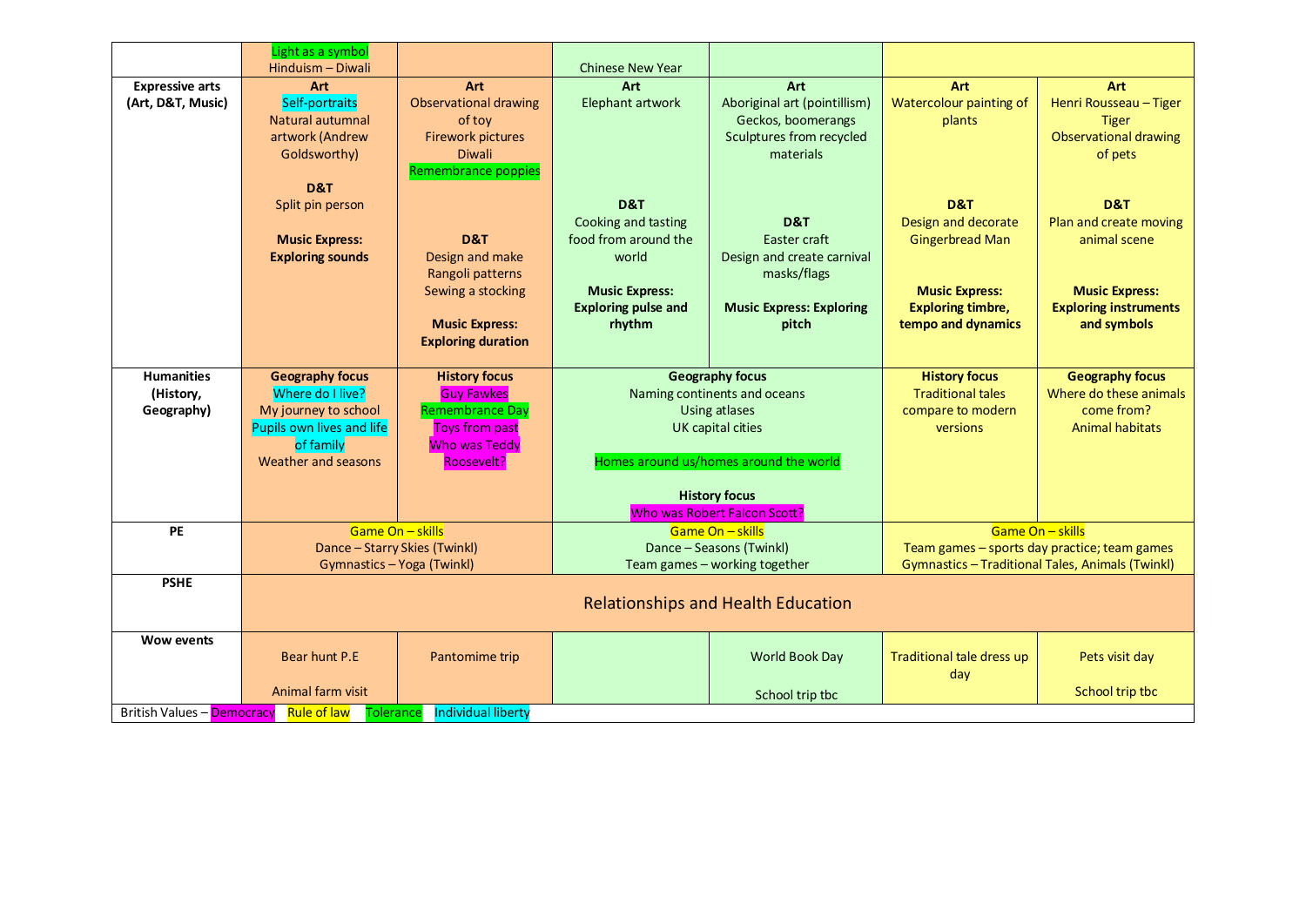| | | | | | | |
|---|---|---|---|---|---|---|
| | Light as a symbol<br>Hinduism – Diwali | | Chinese New Year | | | |
| **Expressive arts (Art, D&T, Music)** | **Art**<br>Self-portraits<br>Natural autumnal artwork (Andrew Goldsworthy)<br><br>**D&T**<br>Split pin person<br><br>**Music Express: Exploring sounds** | **Art**<br>Observational drawing of toy<br>Firework pictures<br>Diwali<br>Remembrance poppies<br><br>**D&T**<br>Design and make Rangoli patterns<br>Sewing a stocking<br><br>**Music Express: Exploring duration** | **Art**<br>Elephant artwork<br><br>**D&T**<br>Cooking and tasting food from around the world<br><br>**Music Express: Exploring pulse and rhythm** | **Art**<br>Aboriginal art (pointillism)<br>Geckos, boomerangs<br>Sculptures from recycled materials<br><br>**D&T**<br>Easter craft<br>Design and create carnival masks/flags<br><br>**Music Express: Exploring pitch** | **Art**<br>Watercolour painting of plants<br><br>**D&T**<br>Design and decorate Gingerbread Man<br><br>**Music Express: Exploring timbre, tempo and dynamics** | **Art**<br>Henri Rousseau – Tiger Tiger<br>Observational drawing of pets<br><br>**D&T**<br>Plan and create moving animal scene<br><br>**Music Express: Exploring instruments and symbols** |
| **Humanities (History, Geography)** | **Geography focus**<br>Where do I live?<br>My journey to school<br>Pupils own lives and life of family<br>Weather and seasons | **History focus**<br>Guy Fawkes<br>Remembrance Day<br>Toys from past<br>Who was Teddy Roosevelt? | **Geography focus**<br>Naming continents and oceans<br>Using atlases<br>UK capital cities<br><br>Homes around us/homes around the world<br><br>**History focus**<br>Who was Robert Falcon Scott? | | **History focus**<br>Traditional tales compare to modern versions | **Geography focus**<br>Where do these animals come from?<br>Animal habitats |
| **PE** | Game On – skills<br>Dance – Starry Skies (Twinkl)<br>Gymnastics – Yoga (Twinkl) | | Game On – skills<br>Dance – Seasons (Twinkl)<br>Team games – working together | | Game On – skills<br>Team games – sports day practice; team games<br>Gymnastics – Traditional Tales, Animals (Twinkl) | |
| **PSHE** | Relationships and Health Education | | | | | |
| **Wow events** | Bear hunt P.E<br><br>Animal farm visit | Pantomime trip | | World Book Day<br><br>School trip tbc | Traditional tale dress up day | Pets visit day<br><br>School trip tbc |

British Values – Democracy Rule of law Tolerance Individual liberty